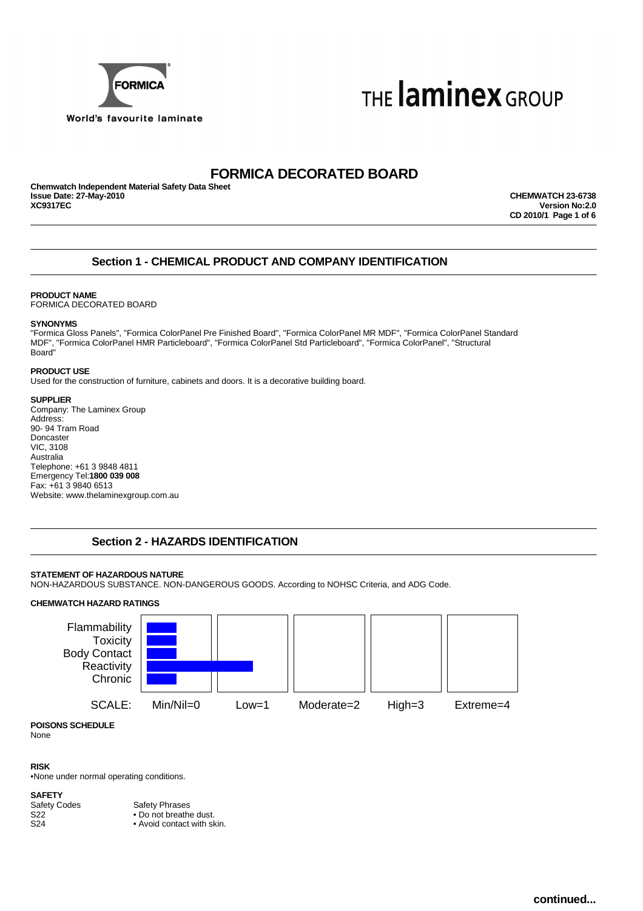# FORMICA DECORATED BOARD

**Chemwatch Independent Material Safety Data Sheet**
**Issue Date: 27-May-2010**
**XC9317EC**

**CHEMWATCH 23-6738**
**Version No:2.0**
**CD 2010/1**

## Section 1 - CHEMICAL PRODUCT AND COMPANY IDENTIFICATION

**PRODUCT NAME**
FORMICA DECORATED BOARD

**SYNONYMS**
"Formica Gloss Panels", "Formica ColorPanel Pre Finished Board", "Formica ColorPanel MR MDF", "Formica ColorPanel Standard MDF", "Formica ColorPanel HMR Particleboard", "Formica ColorPanel Std Particleboard", "Formica ColorPanel", "Structural Board"

**PRODUCT USE**
Used for the construction of furniture, cabinets and doors. It is a decorative building board.

**SUPPLIER**
Company: The Laminex Group
Address:
90- 94 Tram Road
Doncaster
VIC, 3108
Australia
Telephone: +61 3 9848 4811
Emergency Tel:**1800 039 008**
Fax: +61 3 9840 6513
Website: www.thelaminexgroup.com.au

## Section 2 - HAZARDS IDENTIFICATION

**STATEMENT OF HAZARDOUS NATURE**
NON-HAZARDOUS SUBSTANCE. NON-DANGEROUS GOODS. According to NOHSC Criteria, and ADG Code.

**CHEMWATCH HAZARD RATINGS**

| | Rating |
|---|---|
| Flammability | Min/Nil=0 |
| Toxicity | Min/Nil=0 |
| Body Contact | Min/Nil=0 |
| Reactivity | Low=1 |
| Chronic | Min/Nil=0 |

SCALE: Min/Nil=0, Low=1, Moderate=2, High=3, Extreme=4

**POISONS SCHEDULE**
None

**RISK**
•None under normal operating conditions.

**SAFETY**

| Safety Codes | Safety Phrases |
|---|---|
| S22 | • Do not breathe dust. |
| S24 | • Avoid contact with skin. |

continued...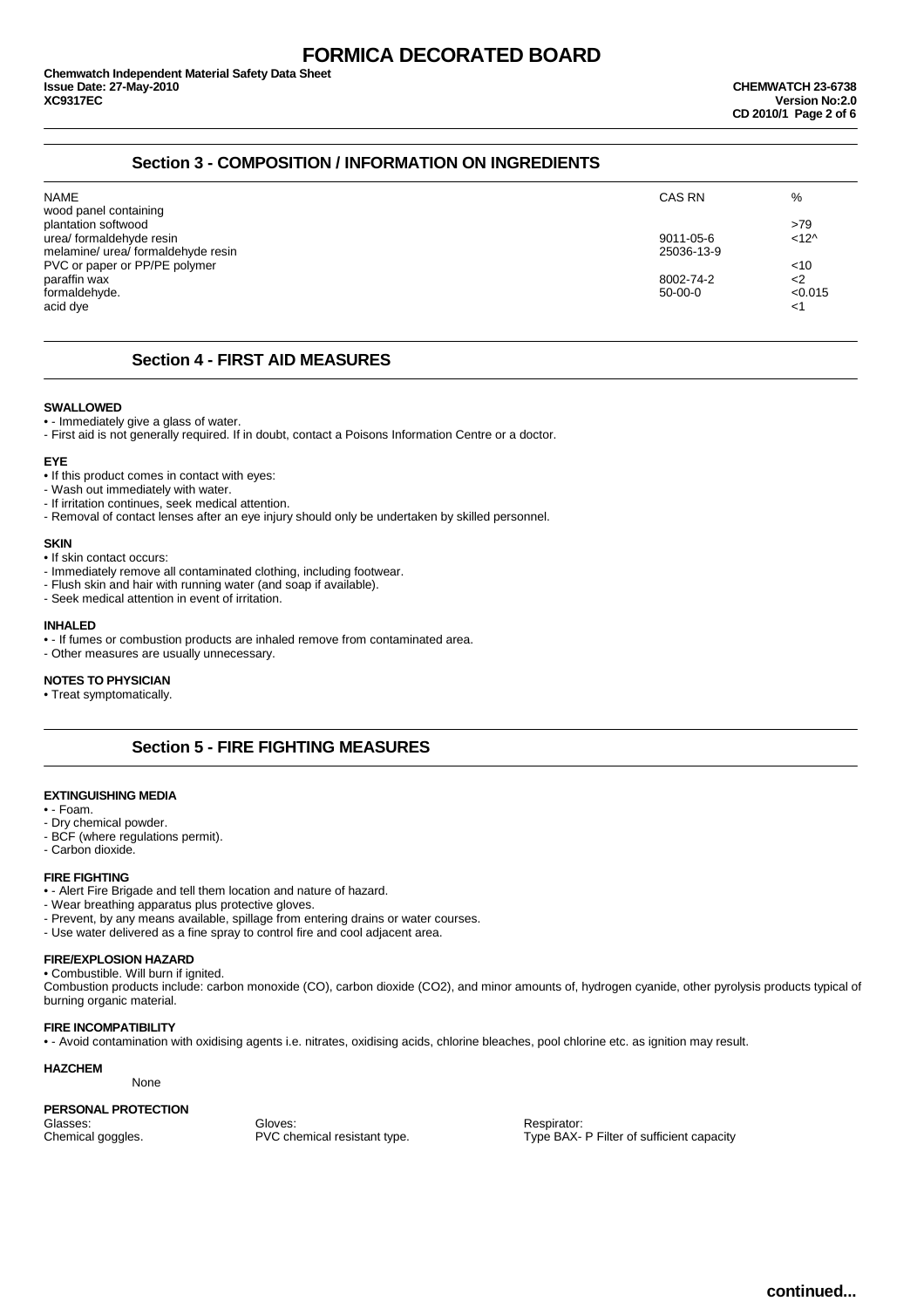## Section 3 - COMPOSITION / INFORMATION ON INGREDIENTS

| NAME | CAS RN | % |
|---|---|---|
| wood panel containing | | |
| plantation softwood | | >79 |
| urea/ formaldehyde resin | 9011-05-6 | <12^ |
| melamine/ urea/ formaldehyde resin | 25036-13-9 | |
| PVC or paper or PP/PE polymer | | <10 |
| paraffin wax | 8002-74-2 | <2 |
| formaldehyde. | 50-00-0 | <0.015 |
| acid dye | | <1 |

## Section 4 - FIRST AID MEASURES

**SWALLOWED**

• - Immediately give a glass of water.
- First aid is not generally required. If in doubt, contact a Poisons Information Centre or a doctor.

**EYE**

• If this product comes in contact with eyes:
- Wash out immediately with water.
- If irritation continues, seek medical attention.
- Removal of contact lenses after an eye injury should only be undertaken by skilled personnel.

**SKIN**

• If skin contact occurs:
- Immediately remove all contaminated clothing, including footwear.
- Flush skin and hair with running water (and soap if available).
- Seek medical attention in event of irritation.

**INHALED**

• - If fumes or combustion products are inhaled remove from contaminated area.
- Other measures are usually unnecessary.

**NOTES TO PHYSICIAN**

• Treat symptomatically.

## Section 5 - FIRE FIGHTING MEASURES

**EXTINGUISHING MEDIA**

• - Foam.
- Dry chemical powder.
- BCF (where regulations permit).
- Carbon dioxide.

**FIRE FIGHTING**

• - Alert Fire Brigade and tell them location and nature of hazard.
- Wear breathing apparatus plus protective gloves.
- Prevent, by any means available, spillage from entering drains or water courses.
- Use water delivered as a fine spray to control fire and cool adjacent area.

**FIRE/EXPLOSION HAZARD**

• Combustible. Will burn if ignited.
Combustion products include: carbon monoxide (CO), carbon dioxide ($CO_2$), and minor amounts of, hydrogen cyanide, other pyrolysis products typical of burning organic material.

**FIRE INCOMPATIBILITY**

• - Avoid contamination with oxidising agents i.e. nitrates, oxidising acids, chlorine bleaches, pool chlorine etc. as ignition may result.

**HAZCHEM**

None

**PERSONAL PROTECTION**

| Glasses: | Gloves: | Respirator: |
|---|---|---|
| Chemical goggles. | PVC chemical resistant type. | Type BAX- P Filter of sufficient capacity |

continued...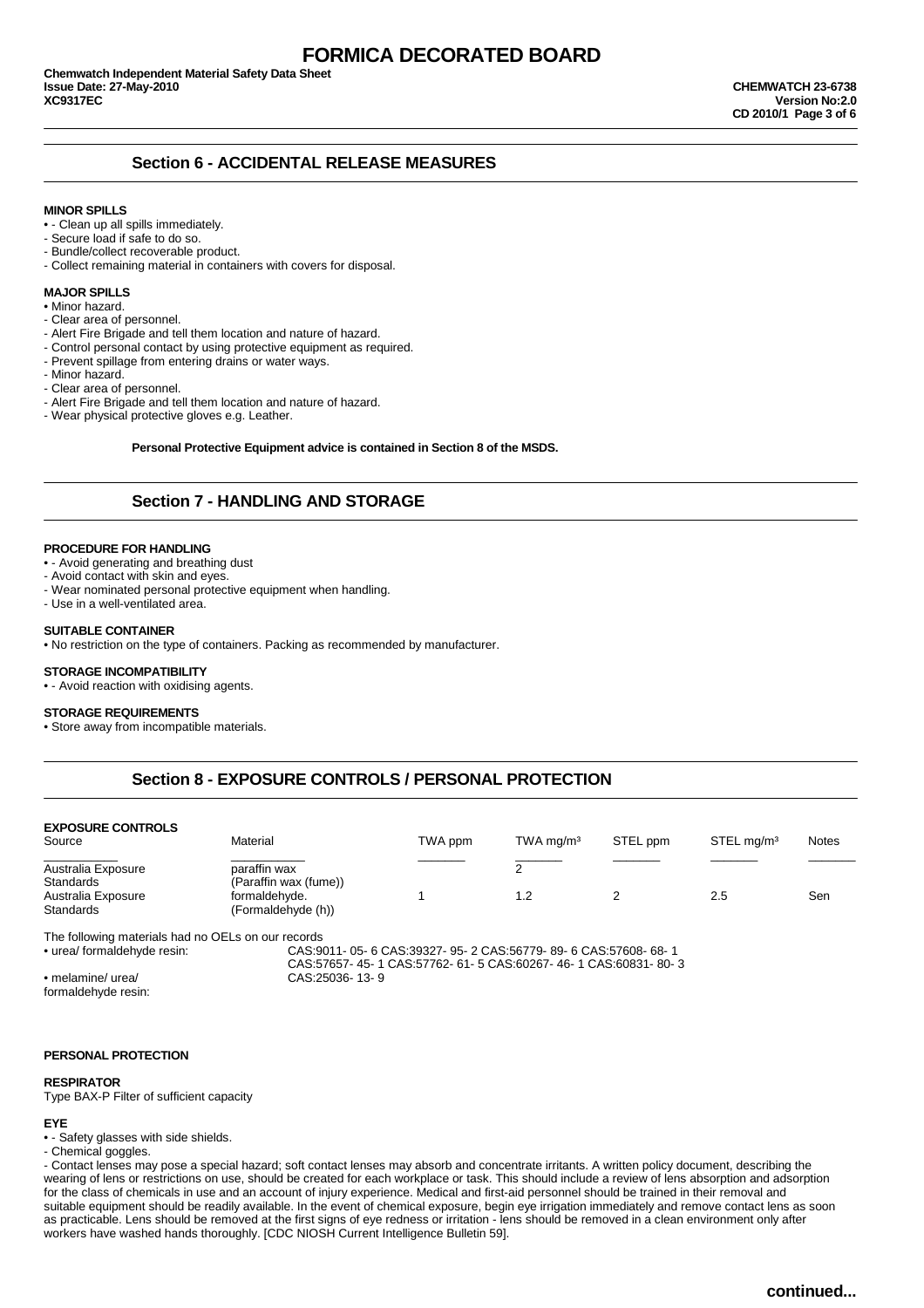## Section 6 - ACCIDENTAL RELEASE MEASURES

**MINOR SPILLS**

- - Clean up all spills immediately.
- Secure load if safe to do so.
- Bundle/collect recoverable product.
- Collect remaining material in containers with covers for disposal.

**MAJOR SPILLS**

- Minor hazard.
- Clear area of personnel.
- Alert Fire Brigade and tell them location and nature of hazard.
- Control personal contact by using protective equipment as required.
- Prevent spillage from entering drains or water ways.
- Minor hazard.
- Clear area of personnel.
- Alert Fire Brigade and tell them location and nature of hazard.
- Wear physical protective gloves e.g. Leather.

**Personal Protective Equipment advice is contained in Section 8 of the MSDS.**

## Section 7 - HANDLING AND STORAGE

**PROCEDURE FOR HANDLING**

- - Avoid generating and breathing dust
- Avoid contact with skin and eyes.
- Wear nominated personal protective equipment when handling.
- Use in a well-ventilated area.

**SUITABLE CONTAINER**

- No restriction on the type of containers. Packing as recommended by manufacturer.

**STORAGE INCOMPATIBILITY**

- - Avoid reaction with oxidising agents.

**STORAGE REQUIREMENTS**

- Store away from incompatible materials.

## Section 8 - EXPOSURE CONTROLS / PERSONAL PROTECTION

**EXPOSURE CONTROLS**

| Source | Material | TWA ppm | TWA mg/m³ | STEL ppm | STEL mg/m³ | Notes |
|---|---|---|---|---|---|---|
| Australia Exposure Standards | paraffin wax (Paraffin wax (fume)) | | 2 | | | |
| Australia Exposure Standards | formaldehyde. (Formaldehyde (h)) | 1 | 1.2 | 2 | 2.5 | Sen |

The following materials had no OELs on our records

- urea/ formaldehyde resin: CAS:9011- 05- 6 CAS:39327- 95- 2 CAS:56779- 89- 6 CAS:57608- 68- 1 CAS:57657- 45- 1 CAS:57762- 61- 5 CAS:60267- 46- 1 CAS:60831- 80- 3
- melamine/ urea/ formaldehyde resin: CAS:25036- 13- 9

**PERSONAL PROTECTION**

**RESPIRATOR**

Type BAX-P Filter of sufficient capacity

**EYE**

- - Safety glasses with side shields.
- Chemical goggles.
- Contact lenses may pose a special hazard; soft contact lenses may absorb and concentrate irritants. A written policy document, describing the wearing of lens or restrictions on use, should be created for each workplace or task. This should include a review of lens absorption and adsorption for the class of chemicals in use and an account of injury experience. Medical and first-aid personnel should be trained in their removal and suitable equipment should be readily available. In the event of chemical exposure, begin eye irrigation immediately and remove contact lens as soon as practicable. Lens should be removed at the first signs of eye redness or irritation - lens should be removed in a clean environment only after workers have washed hands thoroughly. [CDC NIOSH Current Intelligence Bulletin 59].

**continued...**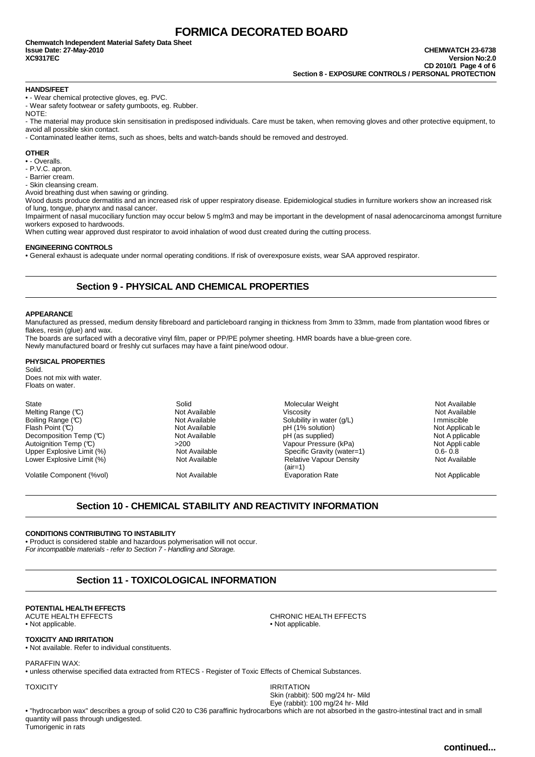**HANDS/FEET**

- - Wear chemical protective gloves, eg. PVC.
- Wear safety footwear or safety gumboots, eg. Rubber.

NOTE:

- The material may produce skin sensitisation in predisposed individuals. Care must be taken, when removing gloves and other protective equipment, to avoid all possible skin contact.
- Contaminated leather items, such as shoes, belts and watch-bands should be removed and destroyed.

**OTHER**

- - Overalls.
- P.V.C. apron.
- Barrier cream.
- Skin cleansing cream.

Avoid breathing dust when sawing or grinding.

Wood dusts produce dermatitis and an increased risk of upper respiratory disease. Epidemiological studies in furniture workers show an increased risk of lung, tongue, pharynx and nasal cancer.

Impairment of nasal mucociliary function may occur below 5 mg/m3 and may be important in the development of nasal adenocarcinoma amongst furniture workers exposed to hardwoods.

When cutting wear approved dust respirator to avoid inhalation of wood dust created during the cutting process.

**ENGINEERING CONTROLS**

- General exhaust is adequate under normal operating conditions. If risk of overexposure exists, wear SAA approved respirator.

## Section 9 - PHYSICAL AND CHEMICAL PROPERTIES

**APPEARANCE**

Manufactured as pressed, medium density fibreboard and particleboard ranging in thickness from 3mm to 33mm, made from plantation wood fibres or flakes, resin (glue) and wax.

The boards are surfaced with a decorative vinyl film, paper or PP/PE polymer sheeting. HMR boards have a blue-green core.

Newly manufactured board or freshly cut surfaces may have a faint pine/wood odour.

**PHYSICAL PROPERTIES**

Solid.
Does not mix with water.
Floats on water.

| | | | |
|---|---|---|---|
| State | Solid | Molecular Weight | Not Available |
| Melting Range (℃) | Not Available | Viscosity | Not Available |
| Boiling Range (℃) | Not Available | Solubility in water (g/L) | Immiscible |
| Flash Point (℃) | Not Available | pH (1% solution) | Not Applicable |
| Decomposition Temp (℃) | Not Available | pH (as supplied) | Not Applicable |
| Autoignition Temp (℃) | >200 | Vapour Pressure (kPa) | Not Applicable |
| Upper Explosive Limit (%) | Not Available | Specific Gravity (water=1) | 0.6- 0.8 |
| Lower Explosive Limit (%) | Not Available | Relative Vapour Density (air=1) | Not Available |
| Volatile Component (%vol) | Not Available | Evaporation Rate | Not Applicable |

## Section 10 - CHEMICAL STABILITY AND REACTIVITY INFORMATION

**CONDITIONS CONTRIBUTING TO INSTABILITY**

- Product is considered stable and hazardous polymerisation will not occur.

*For incompatible materials - refer to Section 7 - Handling and Storage.*

## Section 11 - TOXICOLOGICAL INFORMATION

**POTENTIAL HEALTH EFFECTS**

ACUTE HEALTH EFFECTS
- Not applicable.

CHRONIC HEALTH EFFECTS
- Not applicable.

**TOXICITY AND IRRITATION**

- Not available. Refer to individual constituents.

PARAFFIN WAX:

- unless otherwise specified data extracted from RTECS - Register of Toxic Effects of Chemical Substances.

| TOXICITY | IRRITATION |
|---|---|
| | Skin (rabbit): 500 mg/24 hr- Mild |
| | Eye (rabbit): 100 mg/24 hr- Mild |

- "hydrocarbon wax" describes a group of solid C20 to C36 paraffinic hydrocarbons which are not absorbed in the gastro-intestinal tract and in small quantity will pass through undigested.

Tumorigenic in rats

**continued...**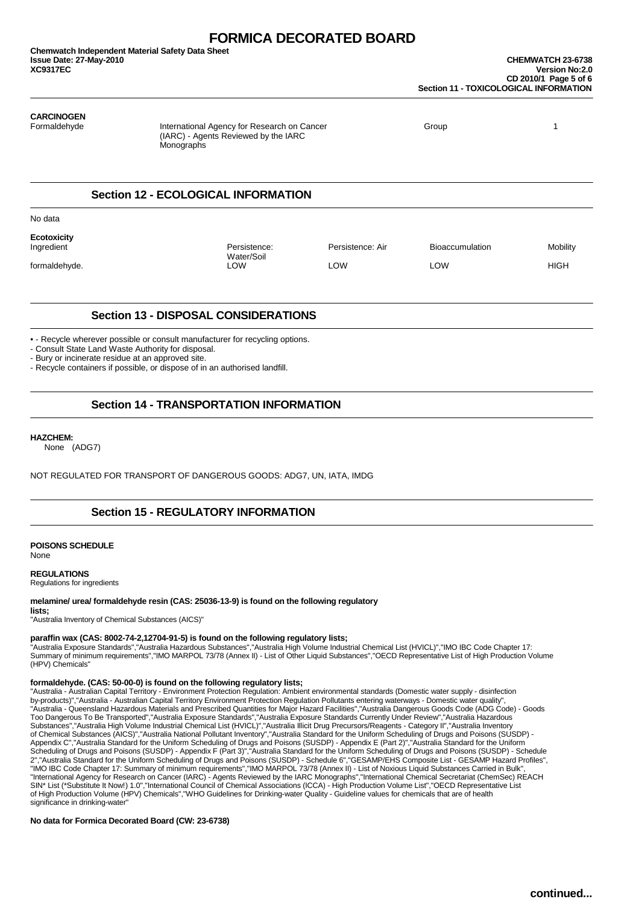### CARCINOGEN

| | | | |
|---|---|---|---|
| Formaldehyde | International Agency for Research on Cancer (IARC) - Agents Reviewed by the IARC Monographs | Group | 1 |

## Section 12 - ECOLOGICAL INFORMATION

No data

**Ecotoxicity**

| Ingredient | Persistence: Water/Soil | Persistence: Air | Bioaccumulation | Mobility |
|---|---|---|---|---|
| formaldehyde. | LOW | LOW | LOW | HIGH |

## Section 13 - DISPOSAL CONSIDERATIONS

- - Recycle wherever possible or consult manufacturer for recycling options.
- Consult State Land Waste Authority for disposal.
- Bury or incinerate residue at an approved site.
- Recycle containers if possible, or dispose of in an authorised landfill.

## Section 14 - TRANSPORTATION INFORMATION

**HAZCHEM:**
None (ADG7)

NOT REGULATED FOR TRANSPORT OF DANGEROUS GOODS: ADG7, UN, IATA, IMDG

## Section 15 - REGULATORY INFORMATION

**POISONS SCHEDULE**
None

**REGULATIONS**
Regulations for ingredients

**melamine/ urea/ formaldehyde resin (CAS: 25036-13-9) is found on the following regulatory lists;**
"Australia Inventory of Chemical Substances (AICS)"

**paraffin wax (CAS: 8002-74-2,12704-91-5) is found on the following regulatory lists;**
"Australia Exposure Standards","Australia Hazardous Substances","Australia High Volume Industrial Chemical List (HVICL)","IMO IBC Code Chapter 17: Summary of minimum requirements","IMO MARPOL 73/78 (Annex II) - List of Other Liquid Substances","OECD Representative List of High Production Volume (HPV) Chemicals"

**formaldehyde. (CAS: 50-00-0) is found on the following regulatory lists;**
"Australia - Australian Capital Territory - Environment Protection Regulation: Ambient environmental standards (Domestic water supply - disinfection by-products)","Australia - Australian Capital Territory Environment Protection Regulation Pollutants entering waterways - Domestic water quality", "Australia - Queensland Hazardous Materials and Prescribed Quantities for Major Hazard Facilities","Australia Dangerous Goods Code (ADG Code) - Goods Too Dangerous To Be Transported","Australia Exposure Standards","Australia Exposure Standards Currently Under Review","Australia Hazardous Substances","Australia High Volume Industrial Chemical List (HVICL)","Australia Illicit Drug Precursors/Reagents - Category II","Australia Inventory of Chemical Substances (AICS)","Australia National Pollutant Inventory","Australia Standard for the Uniform Scheduling of Drugs and Poisons (SUSDP) - Appendix C","Australia Standard for the Uniform Scheduling of Drugs and Poisons (SUSDP) - Appendix E (Part 2)","Australia Standard for the Uniform Scheduling of Drugs and Poisons (SUSDP) - Appendix F (Part 3)","Australia Standard for the Uniform Scheduling of Drugs and Poisons (SUSDP) - Schedule 2","Australia Standard for the Uniform Scheduling of Drugs and Poisons (SUSDP) - Schedule 6","GESAMP/EHS Composite List - GESAMP Hazard Profiles", "IMO IBC Code Chapter 17: Summary of minimum requirements","IMO MARPOL 73/78 (Annex II) - List of Noxious Liquid Substances Carried in Bulk", "International Agency for Research on Cancer (IARC) - Agents Reviewed by the IARC Monographs","International Chemical Secretariat (ChemSec) REACH SIN* List (*Substitute It Now!) 1.0","International Council of Chemical Associations (ICCA) - High Production Volume List","OECD Representative List of High Production Volume (HPV) Chemicals","WHO Guidelines for Drinking-water Quality - Guideline values for chemicals that are of health significance in drinking-water"

**No data for Formica Decorated Board (CW: 23-6738)**

**continued...**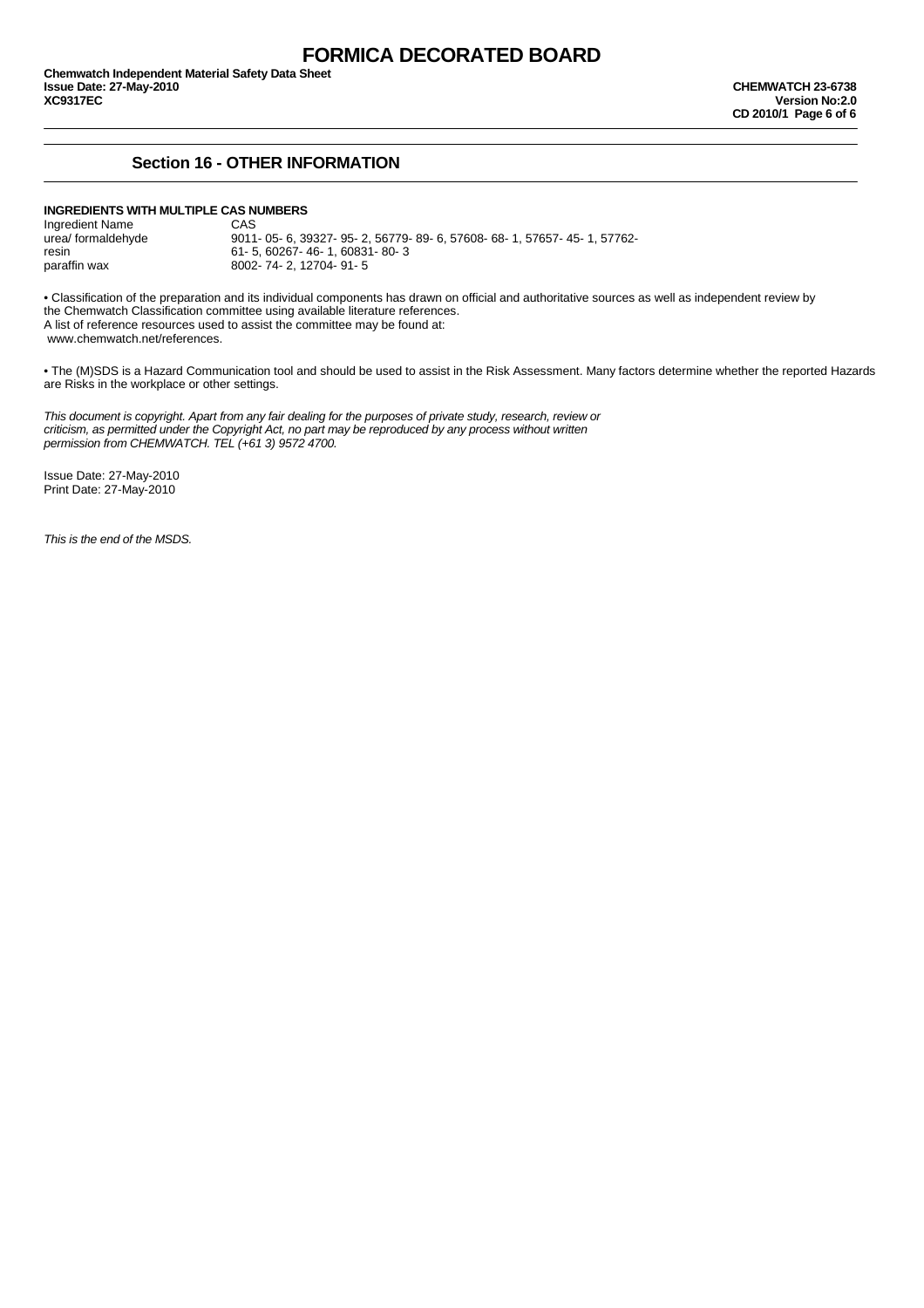## Section 16 - OTHER INFORMATION

**INGREDIENTS WITH MULTIPLE CAS NUMBERS**

| Ingredient Name | CAS |
| --- | --- |
| urea/ formaldehyde resin | 9011- 05- 6, 39327- 95- 2, 56779- 89- 6, 57608- 68- 1, 57657- 45- 1, 57762- 61- 5, 60267- 46- 1, 60831- 80- 3 |
| paraffin wax | 8002- 74- 2, 12704- 91- 5 |

• Classification of the preparation and its individual components has drawn on official and authoritative sources as well as independent review by the Chemwatch Classification committee using available literature references.
A list of reference resources used to assist the committee may be found at:
www.chemwatch.net/references.

• The (M)SDS is a Hazard Communication tool and should be used to assist in the Risk Assessment. Many factors determine whether the reported Hazards are Risks in the workplace or other settings.

*This document is copyright. Apart from any fair dealing for the purposes of private study, research, review or criticism, as permitted under the Copyright Act, no part may be reproduced by any process without written permission from CHEMWATCH. TEL (+61 3) 9572 4700.*

Issue Date: 27-May-2010
Print Date: 27-May-2010

*This is the end of the MSDS.*